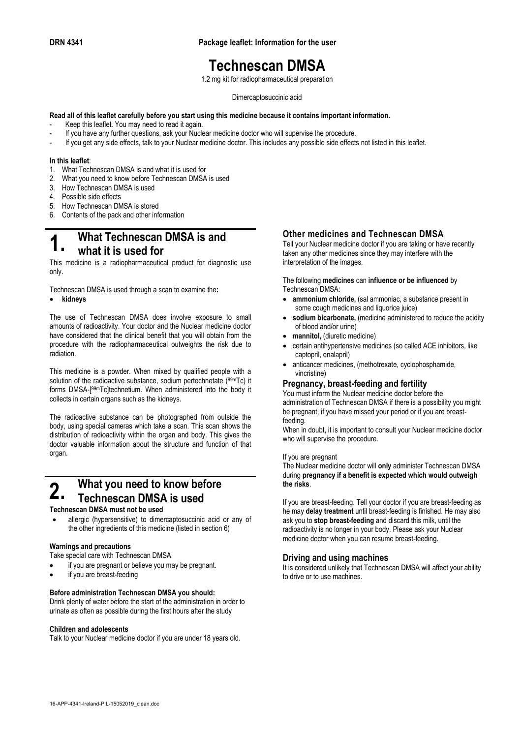DRN 4341

Package leaflet: Information for the user

# Technescan DMSA

1.2 mg kit for radiopharmaceutical preparation

Dimercaptosuccinic acid

**Read all of this leaflet carefully before you start using this medicine because it contains important information.**

- Keep this leaflet. You may need to read it again.
- If you have any further questions, ask your Nuclear medicine doctor who will supervise the procedure.
- If you get any side effects, talk to your Nuclear medicine doctor. This includes any possible side effects not listed in this leaflet.

**In this leaflet**:

1. What Technescan DMSA is and what it is used for
2. What you need to know before Technescan DMSA is used
3. How Technescan DMSA is used
4. Possible side effects
5. How Technescan DMSA is stored
6. Contents of the pack and other information

## 1. What Technescan DMSA is and what it is used for

This medicine is a radiopharmaceutical product for diagnostic use only.

Technescan DMSA is used through a scan to examine the**:**

- **kidneys**

The use of Technescan DMSA does involve exposure to small amounts of radioactivity. Your doctor and the Nuclear medicine doctor have considered that the clinical benefit that you will obtain from the procedure with the radiopharmaceutical outweights the risk due to radiation.

This medicine is a powder. When mixed by qualified people with a solution of the radioactive substance, sodium pertechnetate ($^{99m}$Tc) it forms DMSA-[$^{99m}$Tc]technetium. When administered into the body it collects in certain organs such as the kidneys.

The radioactive substance can be photographed from outside the body, using special cameras which take a scan. This scan shows the distribution of radioactivity within the organ and body. This gives the doctor valuable information about the structure and function of that organ.

## 2. What you need to know before Technescan DMSA is used

**Technescan DMSA must not be used**

- allergic (hypersensitive) to dimercaptosuccinic acid or any of the other ingredients of this medicine (listed in section 6)

**Warnings and precautions**

Take special care with Technescan DMSA

- if you are pregnant or believe you may be pregnant.
- if you are breast-feeding

**Before administration Technescan DMSA you should:**

Drink plenty of water before the start of the administration in order to urinate as often as possible during the first hours after the study

**Children and adolescents**

Talk to your Nuclear medicine doctor if you are under 18 years old.

### Other medicines and Technescan DMSA

Tell your Nuclear medicine doctor if you are taking or have recently taken any other medicines since they may interfere with the interpretation of the images.

The following **medicines** can **influence or be influenced** by Technescan DMSA:

- **ammonium chloride,** (sal ammoniac, a substance present in some cough medicines and liquorice juice)
- **sodium bicarbonate,** (medicine administered to reduce the acidity of blood and/or urine)
- **mannitol,** (diuretic medicine)
- certain antihypertensive medicines (so called ACE inhibitors, like captopril, enalapril)
- anticancer medicines, (methotrexate, cyclophosphamide, vincristine)

### Pregnancy, breast-feeding and fertility

You must inform the Nuclear medicine doctor before the administration of Technescan DMSA if there is a possibility you might be pregnant, if you have missed your period or if you are breast-feeding.

When in doubt, it is important to consult your Nuclear medicine doctor who will supervise the procedure.

If you are pregnant

The Nuclear medicine doctor will **only** administer Technescan DMSA during **pregnancy if a benefit is expected which would outweigh the risks**.

If you are breast-feeding. Tell your doctor if you are breast-feeding as he may **delay treatment** until breast-feeding is finished. He may also ask you to **stop breast-feeding** and discard this milk, until the radioactivity is no longer in your body. Please ask your Nuclear medicine doctor when you can resume breast-feeding.

### Driving and using machines

It is considered unlikely that Technescan DMSA will affect your ability to drive or to use machines.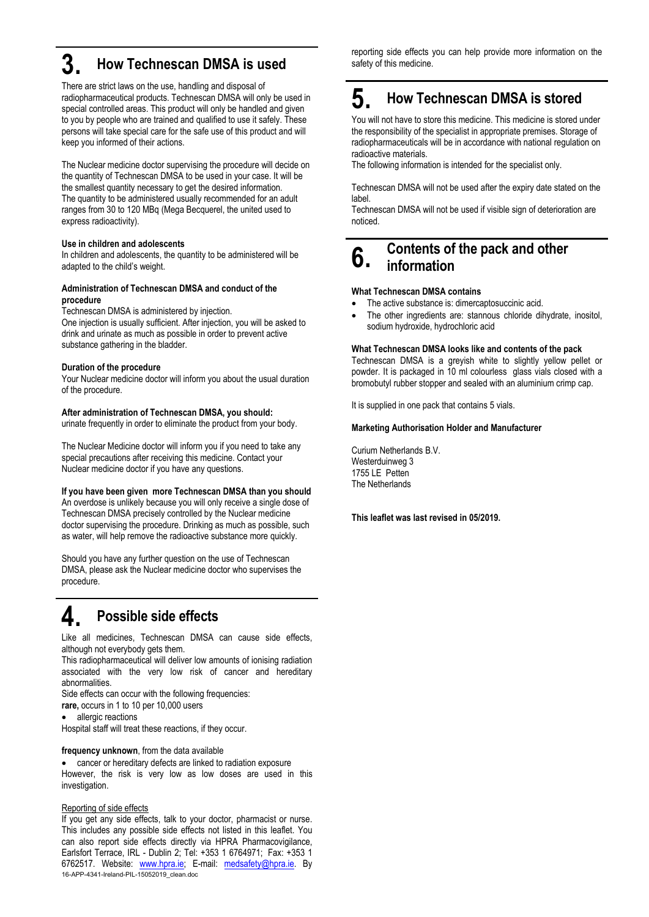## 3. How Technescan DMSA is used

There are strict laws on the use, handling and disposal of radiopharmaceutical products. Technescan DMSA will only be used in special controlled areas. This product will only be handled and given to you by people who are trained and qualified to use it safely. These persons will take special care for the safe use of this product and will keep you informed of their actions.

The Nuclear medicine doctor supervising the procedure will decide on the quantity of Technescan DMSA to be used in your case. It will be the smallest quantity necessary to get the desired information. The quantity to be administered usually recommended for an adult ranges from 30 to 120 MBq (Mega Becquerel, the united used to express radioactivity).

**Use in children and adolescents**

In children and adolescents, the quantity to be administered will be adapted to the child's weight.

**Administration of Technescan DMSA and conduct of the procedure**

Technescan DMSA is administered by injection.
One injection is usually sufficient. After injection, you will be asked to drink and urinate as much as possible in order to prevent active substance gathering in the bladder.

**Duration of the procedure**

Your Nuclear medicine doctor will inform you about the usual duration of the procedure.

**After administration of Technescan DMSA, you should:**

urinate frequently in order to eliminate the product from your body.

The Nuclear Medicine doctor will inform you if you need to take any special precautions after receiving this medicine. Contact your Nuclear medicine doctor if you have any questions.

**If you have been given more Technescan DMSA than you should**

An overdose is unlikely because you will only receive a single dose of Technescan DMSA precisely controlled by the Nuclear medicine doctor supervising the procedure. Drinking as much as possible, such as water, will help remove the radioactive substance more quickly.

Should you have any further question on the use of Technescan DMSA, please ask the Nuclear medicine doctor who supervises the procedure.

## 4. Possible side effects

Like all medicines, Technescan DMSA can cause side effects, although not everybody gets them.
This radiopharmaceutical will deliver low amounts of ionising radiation associated with the very low risk of cancer and hereditary abnormalities.
Side effects can occur with the following frequencies:
**rare,** occurs in 1 to 10 per 10,000 users

- allergic reactions

Hospital staff will treat these reactions, if they occur.

**frequency unknown**, from the data available

- cancer or hereditary defects are linked to radiation exposure

However, the risk is very low as low doses are used in this investigation.

Reporting of side effects

If you get any side effects, talk to your doctor, pharmacist or nurse. This includes any possible side effects not listed in this leaflet. You can also report side effects directly via HPRA Pharmacovigilance, Earlsfort Terrace, IRL - Dublin 2; Tel: +353 1 6764971; Fax: +353 1 6762517. Website: www.hpra.ie; E-mail: medsafety@hpra.ie. By reporting side effects you can help provide more information on the safety of this medicine.

## 5. How Technescan DMSA is stored

You will not have to store this medicine. This medicine is stored under the responsibility of the specialist in appropriate premises. Storage of radiopharmaceuticals will be in accordance with national regulation on radioactive materials.
The following information is intended for the specialist only.

Technescan DMSA will not be used after the expiry date stated on the label.
Technescan DMSA will not be used if visible sign of deterioration are noticed.

## 6. Contents of the pack and other information

**What Technescan DMSA contains**

- The active substance is: dimercaptosuccinic acid.
- The other ingredients are: stannous chloride dihydrate, inositol, sodium hydroxide, hydrochloric acid

**What Technescan DMSA looks like and contents of the pack**

Technescan DMSA is a greyish white to slightly yellow pellet or powder. It is packaged in 10 ml colourless glass vials closed with a bromobutyl rubber stopper and sealed with an aluminium crimp cap.

It is supplied in one pack that contains 5 vials.

**Marketing Authorisation Holder and Manufacturer**

Curium Netherlands B.V.
Westerduinweg 3
1755 LE Petten
The Netherlands

**This leaflet was last revised in 05/2019.**